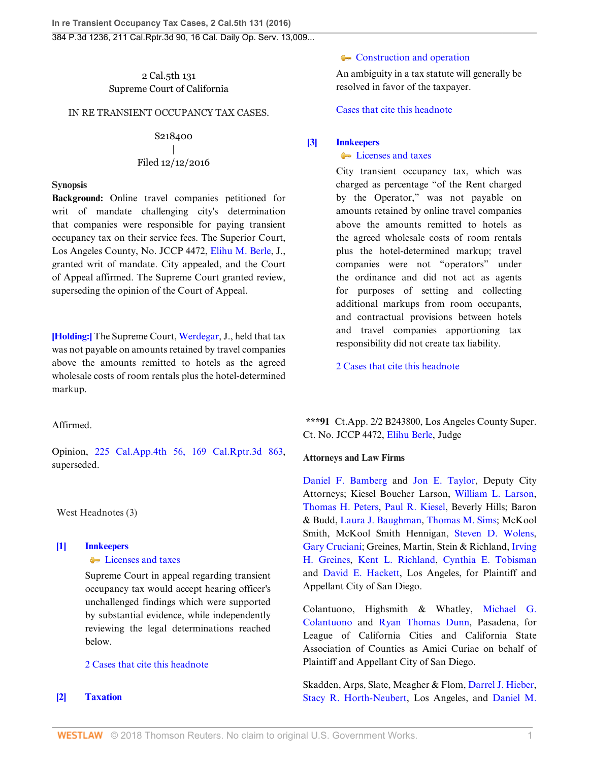2 Cal.5th 131
Supreme Court of California

IN RE TRANSIENT OCCUPANCY TAX CASES.

S218400
|
Filed 12/12/2016

**Synopsis**

**Background:** Online travel companies petitioned for writ of mandate challenging city's determination that companies were responsible for paying transient occupancy tax on their service fees. The Superior Court, Los Angeles County, No. JCCP 4472, Elihu M. Berle, J., granted writ of mandate. City appealed, and the Court of Appeal affirmed. The Supreme Court granted review, superseding the opinion of the Court of Appeal.

**[Holding:]** The Supreme Court, Werdegar, J., held that tax was not payable on amounts retained by travel companies above the amounts remitted to hotels as the agreed wholesale costs of room rentals plus the hotel-determined markup.

Affirmed.

Opinion, 225 Cal.App.4th 56, 169 Cal.Rptr.3d 863, superseded.

West Headnotes (3)

**[1] Innkeepers**
Licenses and taxes

Supreme Court in appeal regarding transient occupancy tax would accept hearing officer's unchallenged findings which were supported by substantial evidence, while independently reviewing the legal determinations reached below.

2 Cases that cite this headnote

**[2] Taxation**
Construction and operation

An ambiguity in a tax statute will generally be resolved in favor of the taxpayer.

Cases that cite this headnote

**[3] Innkeepers**
Licenses and taxes

City transient occupancy tax, which was charged as percentage "of the Rent charged by the Operator," was not payable on amounts retained by online travel companies above the amounts remitted to hotels as the agreed wholesale costs of room rentals plus the hotel-determined markup; travel companies were not "operators" under the ordinance and did not act as agents for purposes of setting and collecting additional markups from room occupants, and contractual provisions between hotels and travel companies apportioning tax responsibility did not create tax liability.

2 Cases that cite this headnote

***91 Ct.App. 2/2 B243800, Los Angeles County Super. Ct. No. JCCP 4472, Elihu Berle, Judge

**Attorneys and Law Firms**

Daniel F. Bamberg and Jon E. Taylor, Deputy City Attorneys; Kiesel Boucher Larson, William L. Larson, Thomas H. Peters, Paul R. Kiesel, Beverly Hills; Baron & Budd, Laura J. Baughman, Thomas M. Sims; McKool Smith, McKool Smith Hennigan, Steven D. Wolens, Gary Cruciani; Greines, Martin, Stein & Richland, Irving H. Greines, Kent L. Richland, Cynthia E. Tobisman and David E. Hackett, Los Angeles, for Plaintiff and Appellant City of San Diego.

Colantuono, Highsmith & Whatley, Michael G. Colantuono and Ryan Thomas Dunn, Pasadena, for League of California Cities and California State Association of Counties as Amici Curiae on behalf of Plaintiff and Appellant City of San Diego.

Skadden, Arps, Slate, Meagher & Flom, Darrel J. Hieber, Stacy R. Horth-Neubert, Los Angeles, and Daniel M.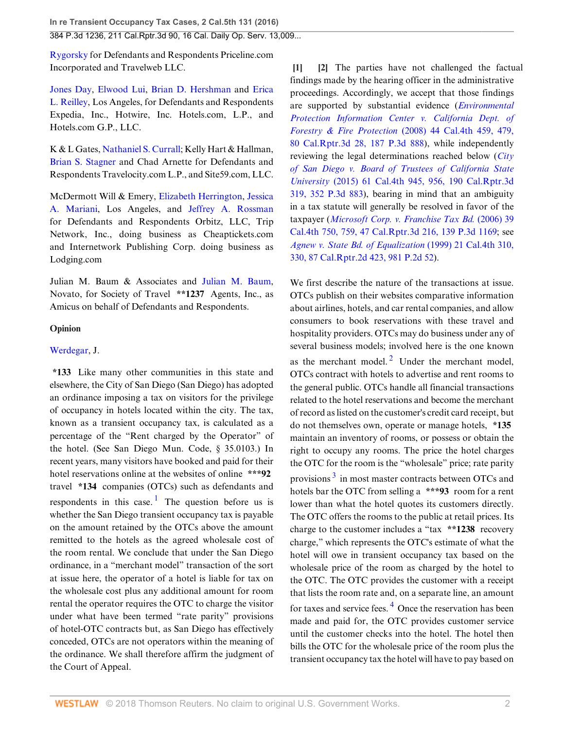Rygorsky for Defendants and Respondents Priceline.com Incorporated and Travelweb LLC.

Jones Day, Elwood Lui, Brian D. Hershman and Erica L. Reilley, Los Angeles, for Defendants and Respondents Expedia, Inc., Hotwire, Inc. Hotels.com, L.P., and Hotels.com G.P., LLC.

K & L Gates, Nathaniel S. Currall; Kelly Hart & Hallman, Brian S. Stagner and Chad Arnette for Defendants and Respondents Travelocity.com L.P., and Site59.com, LLC.

McDermott Will & Emery, Elizabeth Herrington, Jessica A. Mariani, Los Angeles, and Jeffrey A. Rossman for Defendants and Respondents Orbitz, LLC, Trip Network, Inc., doing business as Cheaptickets.com and Internetwork Publishing Corp. doing business as Lodging.com

Julian M. Baum & Associates and Julian M. Baum, Novato, for Society of Travel **1237 Agents, Inc., as Amicus on behalf of Defendants and Respondents.

**Opinion**

Werdegar, J.

*133 Like many other communities in this state and elsewhere, the City of San Diego (San Diego) has adopted an ordinance imposing a tax on visitors for the privilege of occupancy in hotels located within the city. The tax, known as a transient occupancy tax, is calculated as a percentage of the "Rent charged by the Operator" of the hotel. (See San Diego Mun. Code, § 35.0103.) In recent years, many visitors have booked and paid for their hotel reservations online at the websites of online ***92 travel *134 companies (OTCs) such as defendants and respondents in this case.[1] The question before us is whether the San Diego transient occupancy tax is payable on the amount retained by the OTCs above the amount remitted to the hotels as the agreed wholesale cost of the room rental. We conclude that under the San Diego ordinance, in a "merchant model" transaction of the sort at issue here, the operator of a hotel is liable for tax on the wholesale cost plus any additional amount for room rental the operator requires the OTC to charge the visitor under what have been termed "rate parity" provisions of hotel-OTC contracts but, as San Diego has effectively conceded, OTCs are not operators within the meaning of the ordinance. We shall therefore affirm the judgment of the Court of Appeal.

**[1] [2]** The parties have not challenged the factual findings made by the hearing officer in the administrative proceedings. Accordingly, we accept that those findings are supported by substantial evidence (*Environmental Protection Information Center v. California Dept. of Forestry & Fire Protection* (2008) 44 Cal.4th 459, 479, 80 Cal.Rptr.3d 28, 187 P.3d 888), while independently reviewing the legal determinations reached below (*City of San Diego v. Board of Trustees of California State University* (2015) 61 Cal.4th 945, 956, 190 Cal.Rptr.3d 319, 352 P.3d 883), bearing in mind that an ambiguity in a tax statute will generally be resolved in favor of the taxpayer (*Microsoft Corp. v. Franchise Tax Bd.* (2006) 39 Cal.4th 750, 759, 47 Cal.Rptr.3d 216, 139 P.3d 1169; see *Agnew v. State Bd. of Equalization* (1999) 21 Cal.4th 310, 330, 87 Cal.Rptr.2d 423, 981 P.2d 52).

We first describe the nature of the transactions at issue. OTCs publish on their websites comparative information about airlines, hotels, and car rental companies, and allow consumers to book reservations with these travel and hospitality providers. OTCs may do business under any of several business models; involved here is the one known as the merchant model.[2] Under the merchant model, OTCs contract with hotels to advertise and rent rooms to the general public. OTCs handle all financial transactions related to the hotel reservations and become the merchant of record as listed on the customer's credit card receipt, but do not themselves own, operate or manage hotels, *135 maintain an inventory of rooms, or possess or obtain the right to occupy any rooms. The price the hotel charges the OTC for the room is the "wholesale" price; rate parity provisions[3] in most master contracts between OTCs and hotels bar the OTC from selling a ***93 room for a rent lower than what the hotel quotes its customers directly. The OTC offers the rooms to the public at retail prices. Its charge to the customer includes a "tax **1238 recovery charge," which represents the OTC's estimate of what the hotel will owe in transient occupancy tax based on the wholesale price of the room as charged by the hotel to the OTC. The OTC provides the customer with a receipt that lists the room rate and, on a separate line, an amount for taxes and service fees.[4] Once the reservation has been made and paid for, the OTC provides customer service until the customer checks into the hotel. The hotel then bills the OTC for the wholesale price of the room plus the transient occupancy tax the hotel will have to pay based on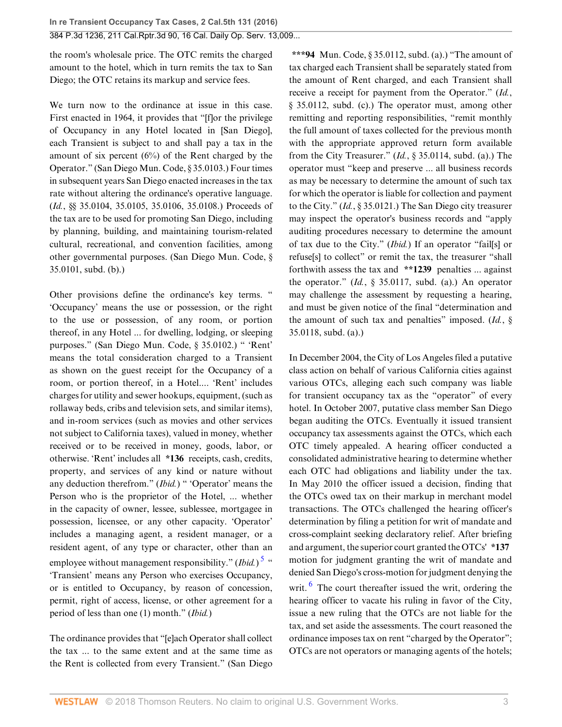the room's wholesale price. The OTC remits the charged amount to the hotel, which in turn remits the tax to San Diego; the OTC retains its markup and service fees.

We turn now to the ordinance at issue in this case. First enacted in 1964, it provides that "[f]or the privilege of Occupancy in any Hotel located in [San Diego], each Transient is subject to and shall pay a tax in the amount of six percent (6%) of the Rent charged by the Operator." (San Diego Mun. Code, § 35.0103.) Four times in subsequent years San Diego enacted increases in the tax rate without altering the ordinance's operative language. (*Id.*, §§ 35.0104, 35.0105, 35.0106, 35.0108.) Proceeds of the tax are to be used for promoting San Diego, including by planning, building, and maintaining tourism-related cultural, recreational, and convention facilities, among other governmental purposes. (San Diego Mun. Code, § 35.0101, subd. (b).)

Other provisions define the ordinance's key terms. " 'Occupancy' means the use or possession, or the right to the use or possession, of any room, or portion thereof, in any Hotel ... for dwelling, lodging, or sleeping purposes." (San Diego Mun. Code, § 35.0102.) " 'Rent' means the total consideration charged to a Transient as shown on the guest receipt for the Occupancy of a room, or portion thereof, in a Hotel.... 'Rent' includes charges for utility and sewer hookups, equipment, (such as rollaway beds, cribs and television sets, and similar items), and in-room services (such as movies and other services not subject to California taxes), valued in money, whether received or to be received in money, goods, labor, or otherwise. 'Rent' includes all **\*136** receipts, cash, credits, property, and services of any kind or nature without any deduction therefrom." (*Ibid.*) " 'Operator' means the Person who is the proprietor of the Hotel, ... whether in the capacity of owner, lessee, sublessee, mortgagee in possession, licensee, or any other capacity. 'Operator' includes a managing agent, a resident manager, or a resident agent, of any type or character, other than an employee without management responsibility." (*Ibid.*)[5] " 'Transient' means any Person who exercises Occupancy, or is entitled to Occupancy, by reason of concession, permit, right of access, license, or other agreement for a period of less than one (1) month." (*Ibid.*)

The ordinance provides that "[e]ach Operator shall collect the tax ... to the same extent and at the same time as the Rent is collected from every Transient." (San Diego **\*\*\*94** Mun. Code, § 35.0112, subd. (a).) "The amount of tax charged each Transient shall be separately stated from the amount of Rent charged, and each Transient shall receive a receipt for payment from the Operator." (*Id.*, § 35.0112, subd. (c).) The operator must, among other remitting and reporting responsibilities, "remit monthly the full amount of taxes collected for the previous month with the appropriate approved return form available from the City Treasurer." (*Id.*, § 35.0114, subd. (a).) The operator must "keep and preserve ... all business records as may be necessary to determine the amount of such tax for which the operator is liable for collection and payment to the City." (*Id.*, § 35.0121.) The San Diego city treasurer may inspect the operator's business records and "apply auditing procedures necessary to determine the amount of tax due to the City." (*Ibid.*) If an operator "fail[s] or refuse[s] to collect" or remit the tax, the treasurer "shall forthwith assess the tax and **\*\*1239** penalties ... against the operator." (*Id.*, § 35.0117, subd. (a).) An operator may challenge the assessment by requesting a hearing, and must be given notice of the final "determination and the amount of such tax and penalties" imposed. (*Id.*, § 35.0118, subd. (a).)

In December 2004, the City of Los Angeles filed a putative class action on behalf of various California cities against various OTCs, alleging each such company was liable for transient occupancy tax as the "operator" of every hotel. In October 2007, putative class member San Diego began auditing the OTCs. Eventually it issued transient occupancy tax assessments against the OTCs, which each OTC timely appealed. A hearing officer conducted a consolidated administrative hearing to determine whether each OTC had obligations and liability under the tax. In May 2010 the officer issued a decision, finding that the OTCs owed tax on their markup in merchant model transactions. The OTCs challenged the hearing officer's determination by filing a petition for writ of mandate and cross-complaint seeking declaratory relief. After briefing and argument, the superior court granted the OTCs' **\*137** motion for judgment granting the writ of mandate and denied San Diego's cross-motion for judgment denying the writ.[6] The court thereafter issued the writ, ordering the hearing officer to vacate his ruling in favor of the City, issue a new ruling that the OTCs are not liable for the tax, and set aside the assessments. The court reasoned the ordinance imposes tax on rent "charged by the Operator"; OTCs are not operators or managing agents of the hotels;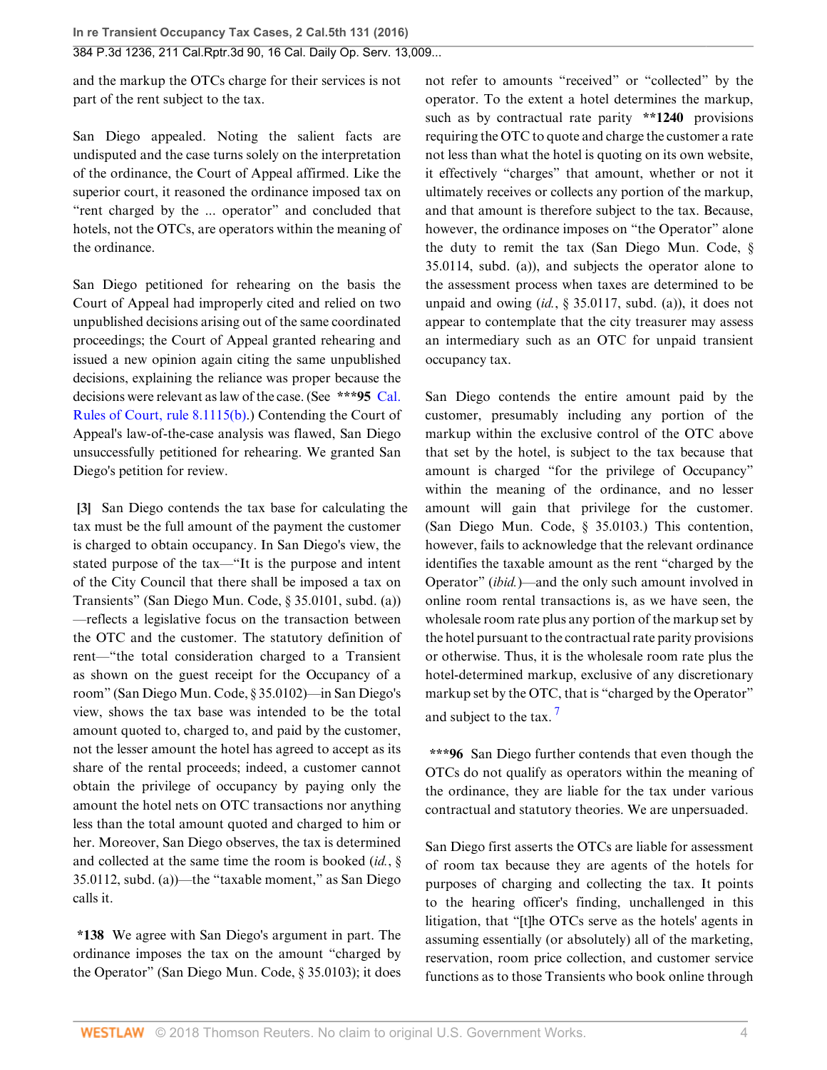and the markup the OTCs charge for their services is not part of the rent subject to the tax.

San Diego appealed. Noting the salient facts are undisputed and the case turns solely on the interpretation of the ordinance, the Court of Appeal affirmed. Like the superior court, it reasoned the ordinance imposed tax on "rent charged by the ... operator" and concluded that hotels, not the OTCs, are operators within the meaning of the ordinance.

San Diego petitioned for rehearing on the basis the Court of Appeal had improperly cited and relied on two unpublished decisions arising out of the same coordinated proceedings; the Court of Appeal granted rehearing and issued a new opinion again citing the same unpublished decisions, explaining the reliance was proper because the decisions were relevant as law of the case. (See **\*\*\*95** Cal. Rules of Court, rule 8.1115(b).) Contending the Court of Appeal's law-of-the-case analysis was flawed, San Diego unsuccessfully petitioned for rehearing. We granted San Diego's petition for review.

**[3]** San Diego contends the tax base for calculating the tax must be the full amount of the payment the customer is charged to obtain occupancy. In San Diego's view, the stated purpose of the tax—"It is the purpose and intent of the City Council that there shall be imposed a tax on Transients" (San Diego Mun. Code, § 35.0101, subd. (a))—reflects a legislative focus on the transaction between the OTC and the customer. The statutory definition of rent—"the total consideration charged to a Transient as shown on the guest receipt for the Occupancy of a room" (San Diego Mun. Code, § 35.0102)—in San Diego's view, shows the tax base was intended to be the total amount quoted to, charged to, and paid by the customer, not the lesser amount the hotel has agreed to accept as its share of the rental proceeds; indeed, a customer cannot obtain the privilege of occupancy by paying only the amount the hotel nets on OTC transactions nor anything less than the total amount quoted and charged to him or her. Moreover, San Diego observes, the tax is determined and collected at the same time the room is booked (*id.*, § 35.0112, subd. (a))—the "taxable moment," as San Diego calls it.

**\*138** We agree with San Diego's argument in part. The ordinance imposes the tax on the amount "charged by the Operator" (San Diego Mun. Code, § 35.0103); it does not refer to amounts "received" or "collected" by the operator. To the extent a hotel determines the markup, such as by contractual rate parity **\*\*1240** provisions requiring the OTC to quote and charge the customer a rate not less than what the hotel is quoting on its own website, it effectively "charges" that amount, whether or not it ultimately receives or collects any portion of the markup, and that amount is therefore subject to the tax. Because, however, the ordinance imposes on "the Operator" alone the duty to remit the tax (San Diego Mun. Code, § 35.0114, subd. (a)), and subjects the operator alone to the assessment process when taxes are determined to be unpaid and owing (*id.*, § 35.0117, subd. (a)), it does not appear to contemplate that the city treasurer may assess an intermediary such as an OTC for unpaid transient occupancy tax.

San Diego contends the entire amount paid by the customer, presumably including any portion of the markup within the exclusive control of the OTC above that set by the hotel, is subject to the tax because that amount is charged "for the privilege of Occupancy" within the meaning of the ordinance, and no lesser amount will gain that privilege for the customer. (San Diego Mun. Code, § 35.0103.) This contention, however, fails to acknowledge that the relevant ordinance identifies the taxable amount as the rent "charged by the Operator" (*ibid.*)—and the only such amount involved in online room rental transactions is, as we have seen, the wholesale room rate plus any portion of the markup set by the hotel pursuant to the contractual rate parity provisions or otherwise. Thus, it is the wholesale room rate plus the hotel-determined markup, exclusive of any discretionary markup set by the OTC, that is "charged by the Operator" and subject to the tax. [7]

**\*\*\*96** San Diego further contends that even though the OTCs do not qualify as operators within the meaning of the ordinance, they are liable for the tax under various contractual and statutory theories. We are unpersuaded.

San Diego first asserts the OTCs are liable for assessment of room tax because they are agents of the hotels for purposes of charging and collecting the tax. It points to the hearing officer's finding, unchallenged in this litigation, that "[t]he OTCs serve as the hotels' agents in assuming essentially (or absolutely) all of the marketing, reservation, room price collection, and customer service functions as to those Transients who book online through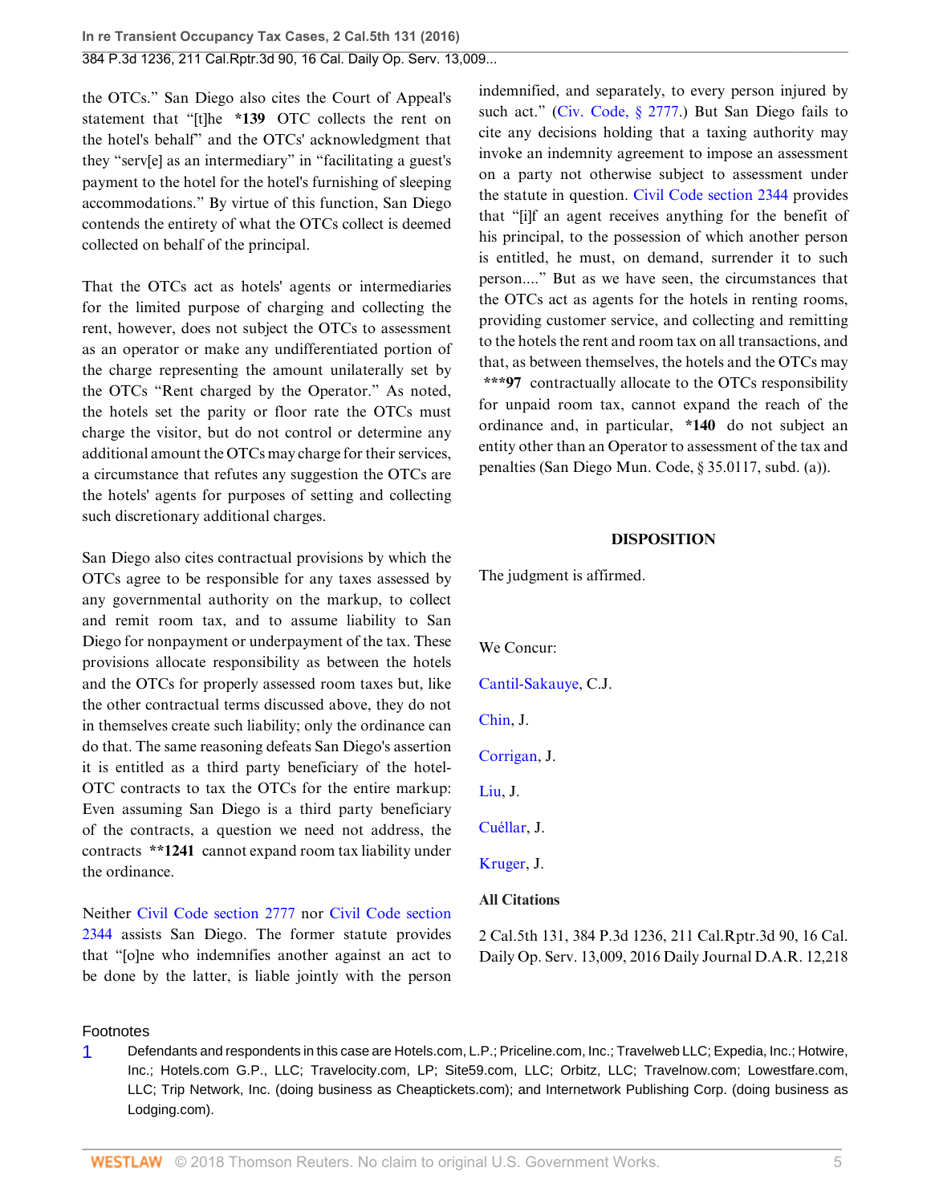the OTCs." San Diego also cites the Court of Appeal's statement that "[t]he **\*139** OTC collects the rent on the hotel's behalf" and the OTCs' acknowledgment that they "serv[e] as an intermediary" in "facilitating a guest's payment to the hotel for the hotel's furnishing of sleeping accommodations." By virtue of this function, San Diego contends the entirety of what the OTCs collect is deemed collected on behalf of the principal.

That the OTCs act as hotels' agents or intermediaries for the limited purpose of charging and collecting the rent, however, does not subject the OTCs to assessment as an operator or make any undifferentiated portion of the charge representing the amount unilaterally set by the OTCs "Rent charged by the Operator." As noted, the hotels set the parity or floor rate the OTCs must charge the visitor, but do not control or determine any additional amount the OTCs may charge for their services, a circumstance that refutes any suggestion the OTCs are the hotels' agents for purposes of setting and collecting such discretionary additional charges.

San Diego also cites contractual provisions by which the OTCs agree to be responsible for any taxes assessed by any governmental authority on the markup, to collect and remit room tax, and to assume liability to San Diego for nonpayment or underpayment of the tax. These provisions allocate responsibility as between the hotels and the OTCs for properly assessed room taxes but, like the other contractual terms discussed above, they do not in themselves create such liability; only the ordinance can do that. The same reasoning defeats San Diego's assertion it is entitled as a third party beneficiary of the hotel-OTC contracts to tax the OTCs for the entire markup: Even assuming San Diego is a third party beneficiary of the contracts, a question we need not address, the contracts **\*\*1241** cannot expand room tax liability under the ordinance.

Neither Civil Code section 2777 nor Civil Code section 2344 assists San Diego. The former statute provides that "[o]ne who indemnifies another against an act to be done by the latter, is liable jointly with the person indemnified, and separately, to every person injured by such act." (Civ. Code, § 2777.) But San Diego fails to cite any decisions holding that a taxing authority may invoke an indemnity agreement to impose an assessment on a party not otherwise subject to assessment under the statute in question. Civil Code section 2344 provides that "[i]f an agent receives anything for the benefit of his principal, to the possession of which another person is entitled, he must, on demand, surrender it to such person...." But as we have seen, the circumstances that the OTCs act as agents for the hotels in renting rooms, providing customer service, and collecting and remitting to the hotels the rent and room tax on all transactions, and that, as between themselves, the hotels and the OTCs may **\*\*\*97** contractually allocate to the OTCs responsibility for unpaid room tax, cannot expand the reach of the ordinance and, in particular, **\*140** do not subject an entity other than an Operator to assessment of the tax and penalties (San Diego Mun. Code, § 35.0117, subd. (a)).

## DISPOSITION

The judgment is affirmed.

We Concur:

Cantil-Sakauye, C.J.

Chin, J.

Corrigan, J.

Liu, J.

Cuéllar, J.

Kruger, J.

**All Citations**

2 Cal.5th 131, 384 P.3d 1236, 211 Cal.Rptr.3d 90, 16 Cal. Daily Op. Serv. 13,009, 2016 Daily Journal D.A.R. 12,218

Footnotes

1 Defendants and respondents in this case are Hotels.com, L.P.; Priceline.com, Inc.; Travelweb LLC; Expedia, Inc.; Hotwire, Inc.; Hotels.com G.P., LLC; Travelocity.com, LP; Site59.com, LLC; Orbitz, LLC; Travelnow.com; Lowestfare.com, LLC; Trip Network, Inc. (doing business as Cheaptickets.com); and Internetwork Publishing Corp. (doing business as Lodging.com).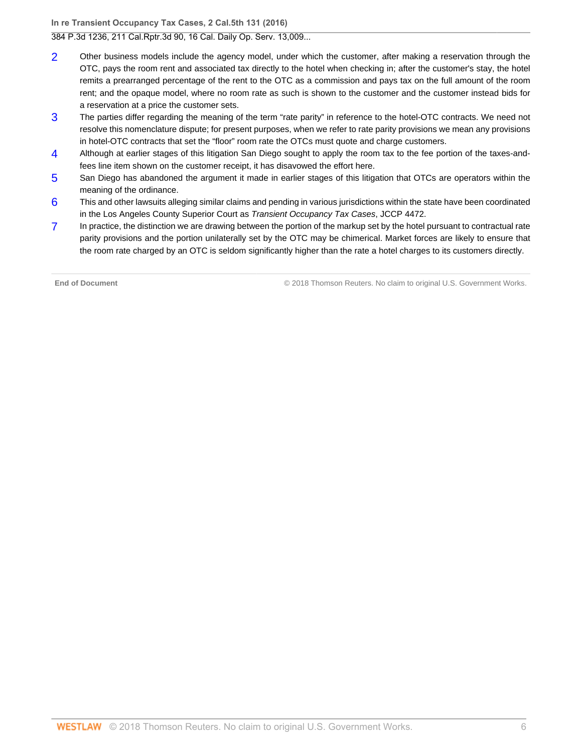2 Other business models include the agency model, under which the customer, after making a reservation through the OTC, pays the room rent and associated tax directly to the hotel when checking in; after the customer's stay, the hotel remits a prearranged percentage of the rent to the OTC as a commission and pays tax on the full amount of the room rent; and the opaque model, where no room rate as such is shown to the customer and the customer instead bids for a reservation at a price the customer sets.

3 The parties differ regarding the meaning of the term “rate parity” in reference to the hotel-OTC contracts. We need not resolve this nomenclature dispute; for present purposes, when we refer to rate parity provisions we mean any provisions in hotel-OTC contracts that set the “floor” room rate the OTCs must quote and charge customers.

4 Although at earlier stages of this litigation San Diego sought to apply the room tax to the fee portion of the taxes-and-fees line item shown on the customer receipt, it has disavowed the effort here.

5 San Diego has abandoned the argument it made in earlier stages of this litigation that OTCs are operators within the meaning of the ordinance.

6 This and other lawsuits alleging similar claims and pending in various jurisdictions within the state have been coordinated in the Los Angeles County Superior Court as *Transient Occupancy Tax Cases*, JCCP 4472.

7 In practice, the distinction we are drawing between the portion of the markup set by the hotel pursuant to contractual rate parity provisions and the portion unilaterally set by the OTC may be chimerical. Market forces are likely to ensure that the room rate charged by an OTC is seldom significantly higher than the rate a hotel charges to its customers directly.

End of Document © 2018 Thomson Reuters. No claim to original U.S. Government Works.